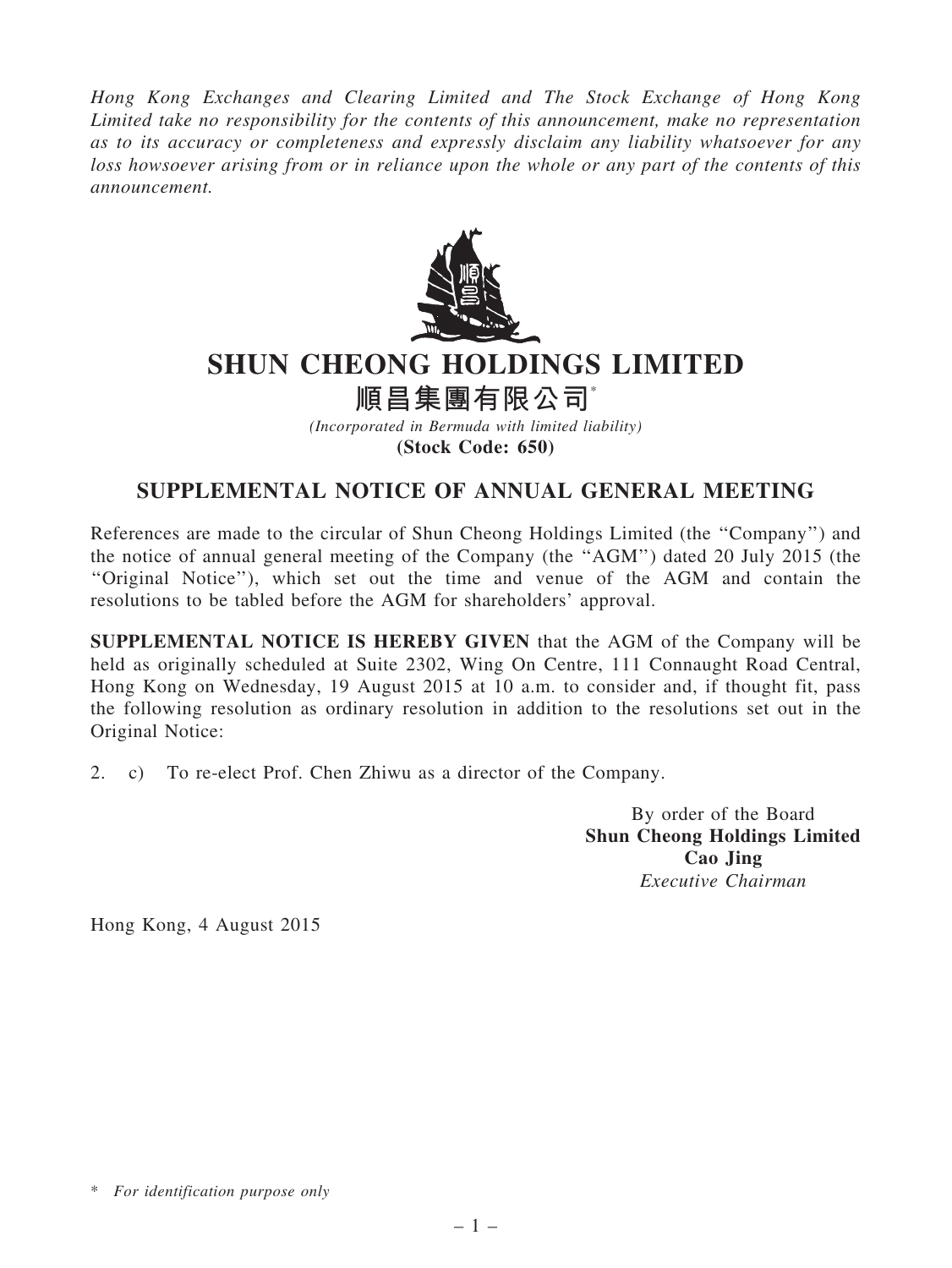*Hong Kong Exchanges and Clearing Limited and The Stock Exchange of Hong Kong Limited take no responsibility for the contents of this announcement, make no representation as to its accuracy or completeness and expressly disclaim any liability whatsoever for any loss howsoever arising from or in reliance upon the whole or any part of the contents of this announcement.*

# SHUN CHEONG HOLDINGS LIMITED

# 順昌集團有限公司*

*(Incorporated in Bermuda with limited liability)*

**(Stock Code: 650)**

## SUPPLEMENTAL NOTICE OF ANNUAL GENERAL MEETING

References are made to the circular of Shun Cheong Holdings Limited (the "Company") and the notice of annual general meeting of the Company (the "AGM") dated 20 July 2015 (the "Original Notice"), which set out the time and venue of the AGM and contain the resolutions to be tabled before the AGM for shareholders' approval.

**SUPPLEMENTAL NOTICE IS HEREBY GIVEN** that the AGM of the Company will be held as originally scheduled at Suite 2302, Wing On Centre, 111 Connaught Road Central, Hong Kong on Wednesday, 19 August 2015 at 10 a.m. to consider and, if thought fit, pass the following resolution as ordinary resolution in addition to the resolutions set out in the Original Notice:

2. c) To re-elect Prof. Chen Zhiwu as a director of the Company.

By order of the Board
**Shun Cheong Holdings Limited**
**Cao Jing**
*Executive Chairman*

Hong Kong, 4 August 2015

\* *For identification purpose only*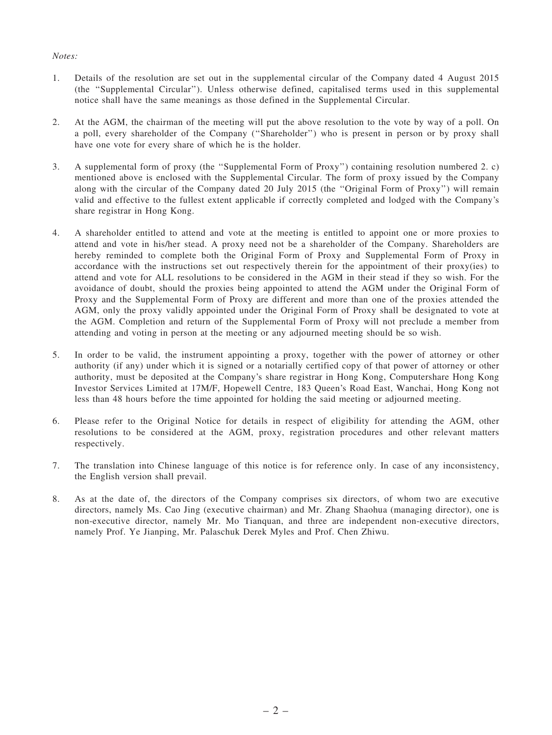*Notes:*

1. Details of the resolution are set out in the supplemental circular of the Company dated 4 August 2015 (the "Supplemental Circular"). Unless otherwise defined, capitalised terms used in this supplemental notice shall have the same meanings as those defined in the Supplemental Circular.

2. At the AGM, the chairman of the meeting will put the above resolution to the vote by way of a poll. On a poll, every shareholder of the Company ("Shareholder") who is present in person or by proxy shall have one vote for every share of which he is the holder.

3. A supplemental form of proxy (the "Supplemental Form of Proxy") containing resolution numbered 2. c) mentioned above is enclosed with the Supplemental Circular. The form of proxy issued by the Company along with the circular of the Company dated 20 July 2015 (the "Original Form of Proxy") will remain valid and effective to the fullest extent applicable if correctly completed and lodged with the Company's share registrar in Hong Kong.

4. A shareholder entitled to attend and vote at the meeting is entitled to appoint one or more proxies to attend and vote in his/her stead. A proxy need not be a shareholder of the Company. Shareholders are hereby reminded to complete both the Original Form of Proxy and Supplemental Form of Proxy in accordance with the instructions set out respectively therein for the appointment of their proxy(ies) to attend and vote for ALL resolutions to be considered in the AGM in their stead if they so wish. For the avoidance of doubt, should the proxies being appointed to attend the AGM under the Original Form of Proxy and the Supplemental Form of Proxy are different and more than one of the proxies attended the AGM, only the proxy validly appointed under the Original Form of Proxy shall be designated to vote at the AGM. Completion and return of the Supplemental Form of Proxy will not preclude a member from attending and voting in person at the meeting or any adjourned meeting should be so wish.

5. In order to be valid, the instrument appointing a proxy, together with the power of attorney or other authority (if any) under which it is signed or a notarially certified copy of that power of attorney or other authority, must be deposited at the Company's share registrar in Hong Kong, Computershare Hong Kong Investor Services Limited at 17M/F, Hopewell Centre, 183 Queen's Road East, Wanchai, Hong Kong not less than 48 hours before the time appointed for holding the said meeting or adjourned meeting.

6. Please refer to the Original Notice for details in respect of eligibility for attending the AGM, other resolutions to be considered at the AGM, proxy, registration procedures and other relevant matters respectively.

7. The translation into Chinese language of this notice is for reference only. In case of any inconsistency, the English version shall prevail.

8. As at the date of, the directors of the Company comprises six directors, of whom two are executive directors, namely Ms. Cao Jing (executive chairman) and Mr. Zhang Shaohua (managing director), one is non-executive director, namely Mr. Mo Tianquan, and three are independent non-executive directors, namely Prof. Ye Jianping, Mr. Palaschuk Derek Myles and Prof. Chen Zhiwu.